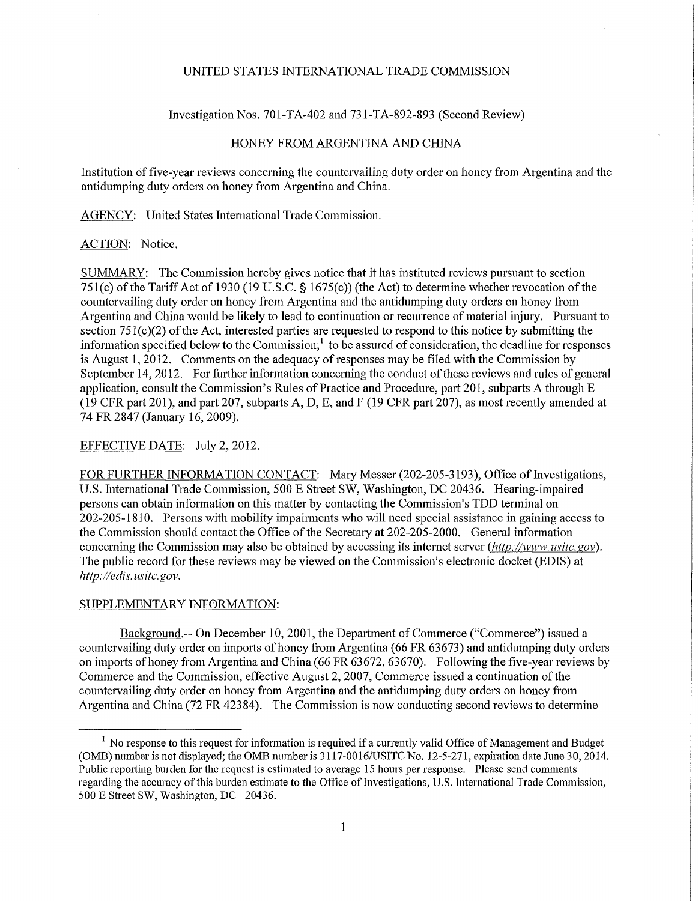UNITED STATES INTERNATIONAL TRADE COMMISSION

Investigation Nos. 701-TA-402 and 731-TA-892-893 (Second Review)

HONEY FROM ARGENTINA AND CHINA

Institution of five-year reviews concerning the countervailing duty order on honey from Argentina and the antidumping duty orders on honey from Argentina and China.

AGENCY: United States International Trade Commission.

ACTION: Notice.

SUMMARY: The Commission hereby gives notice that it has instituted reviews pursuant to section 751(c) of the Tariff Act of 1930 (19 U.S.C. § 1675(c)) (the Act) to determine whether revocation of the countervailing duty order on honey from Argentina and the antidumping duty orders on honey from Argentina and China would be likely to lead to continuation or recurrence of material injury. Pursuant to section 751(c)(2) of the Act, interested parties are requested to respond to this notice by submitting the information specified below to the Commission;[1] to be assured of consideration, the deadline for responses is August 1, 2012. Comments on the adequacy of responses may be filed with the Commission by September 14, 2012. For further information concerning the conduct of these reviews and rules of general application, consult the Commission's Rules of Practice and Procedure, part 201, subparts A through E (19 CFR part 201), and part 207, subparts A, D, E, and F (19 CFR part 207), as most recently amended at 74 FR 2847 (January 16, 2009).

EFFECTIVE DATE: July 2, 2012.

FOR FURTHER INFORMATION CONTACT: Mary Messer (202-205-3193), Office of Investigations, U.S. International Trade Commission, 500 E Street SW, Washington, DC 20436. Hearing-impaired persons can obtain information on this matter by contacting the Commission's TDD terminal on 202-205-1810. Persons with mobility impairments who will need special assistance in gaining access to the Commission should contact the Office of the Secretary at 202-205-2000. General information concerning the Commission may also be obtained by accessing its internet server (*http://www.usitc.gov*). The public record for these reviews may be viewed on the Commission's electronic docket (EDIS) at *http://edis.usitc.gov*.

SUPPLEMENTARY INFORMATION:

Background.-- On December 10, 2001, the Department of Commerce ("Commerce") issued a countervailing duty order on imports of honey from Argentina (66 FR 63673) and antidumping duty orders on imports of honey from Argentina and China (66 FR 63672, 63670). Following the five-year reviews by Commerce and the Commission, effective August 2, 2007, Commerce issued a continuation of the countervailing duty order on honey from Argentina and the antidumping duty orders on honey from Argentina and China (72 FR 42384). The Commission is now conducting second reviews to determine

[1] No response to this request for information is required if a currently valid Office of Management and Budget (OMB) number is not displayed; the OMB number is 3117-0016/USITC No. 12-5-271, expiration date June 30, 2014. Public reporting burden for the request is estimated to average 15 hours per response. Please send comments regarding the accuracy of this burden estimate to the Office of Investigations, U.S. International Trade Commission, 500 E Street SW, Washington, DC 20436.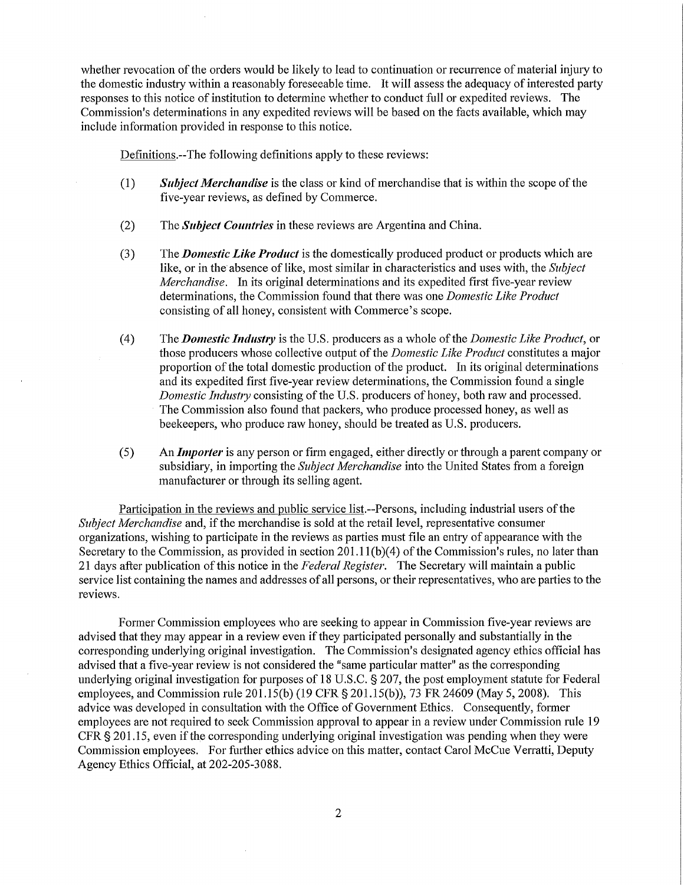whether revocation of the orders would be likely to lead to continuation or recurrence of material injury to the domestic industry within a reasonably foreseeable time. It will assess the adequacy of interested party responses to this notice of institution to determine whether to conduct full or expedited reviews. The Commission's determinations in any expedited reviews will be based on the facts available, which may include information provided in response to this notice.

Definitions.--The following definitions apply to these reviews:

(1) ***Subject Merchandise*** is the class or kind of merchandise that is within the scope of the five-year reviews, as defined by Commerce.

(2) The ***Subject Countries*** in these reviews are Argentina and China.

(3) The ***Domestic Like Product*** is the domestically produced product or products which are like, or in the absence of like, most similar in characteristics and uses with, the *Subject Merchandise*. In its original determinations and its expedited first five-year review determinations, the Commission found that there was one *Domestic Like Product* consisting of all honey, consistent with Commerce's scope.

(4) The ***Domestic Industry*** is the U.S. producers as a whole of the *Domestic Like Product*, or those producers whose collective output of the *Domestic Like Product* constitutes a major proportion of the total domestic production of the product. In its original determinations and its expedited first five-year review determinations, the Commission found a single *Domestic Industry* consisting of the U.S. producers of honey, both raw and processed. The Commission also found that packers, who produce processed honey, as well as beekeepers, who produce raw honey, should be treated as U.S. producers.

(5) An ***Importer*** is any person or firm engaged, either directly or through a parent company or subsidiary, in importing the *Subject Merchandise* into the United States from a foreign manufacturer or through its selling agent.

Participation in the reviews and public service list.--Persons, including industrial users of the *Subject Merchandise* and, if the merchandise is sold at the retail level, representative consumer organizations, wishing to participate in the reviews as parties must file an entry of appearance with the Secretary to the Commission, as provided in section 201.11(b)(4) of the Commission's rules, no later than 21 days after publication of this notice in the *Federal Register*. The Secretary will maintain a public service list containing the names and addresses of all persons, or their representatives, who are parties to the reviews.

Former Commission employees who are seeking to appear in Commission five-year reviews are advised that they may appear in a review even if they participated personally and substantially in the corresponding underlying original investigation. The Commission's designated agency ethics official has advised that a five-year review is not considered the "same particular matter" as the corresponding underlying original investigation for purposes of 18 U.S.C. § 207, the post employment statute for Federal employees, and Commission rule 201.15(b) (19 CFR § 201.15(b)), 73 FR 24609 (May 5, 2008). This advice was developed in consultation with the Office of Government Ethics. Consequently, former employees are not required to seek Commission approval to appear in a review under Commission rule 19 CFR § 201.15, even if the corresponding underlying original investigation was pending when they were Commission employees. For further ethics advice on this matter, contact Carol McCue Verratti, Deputy Agency Ethics Official, at 202-205-3088.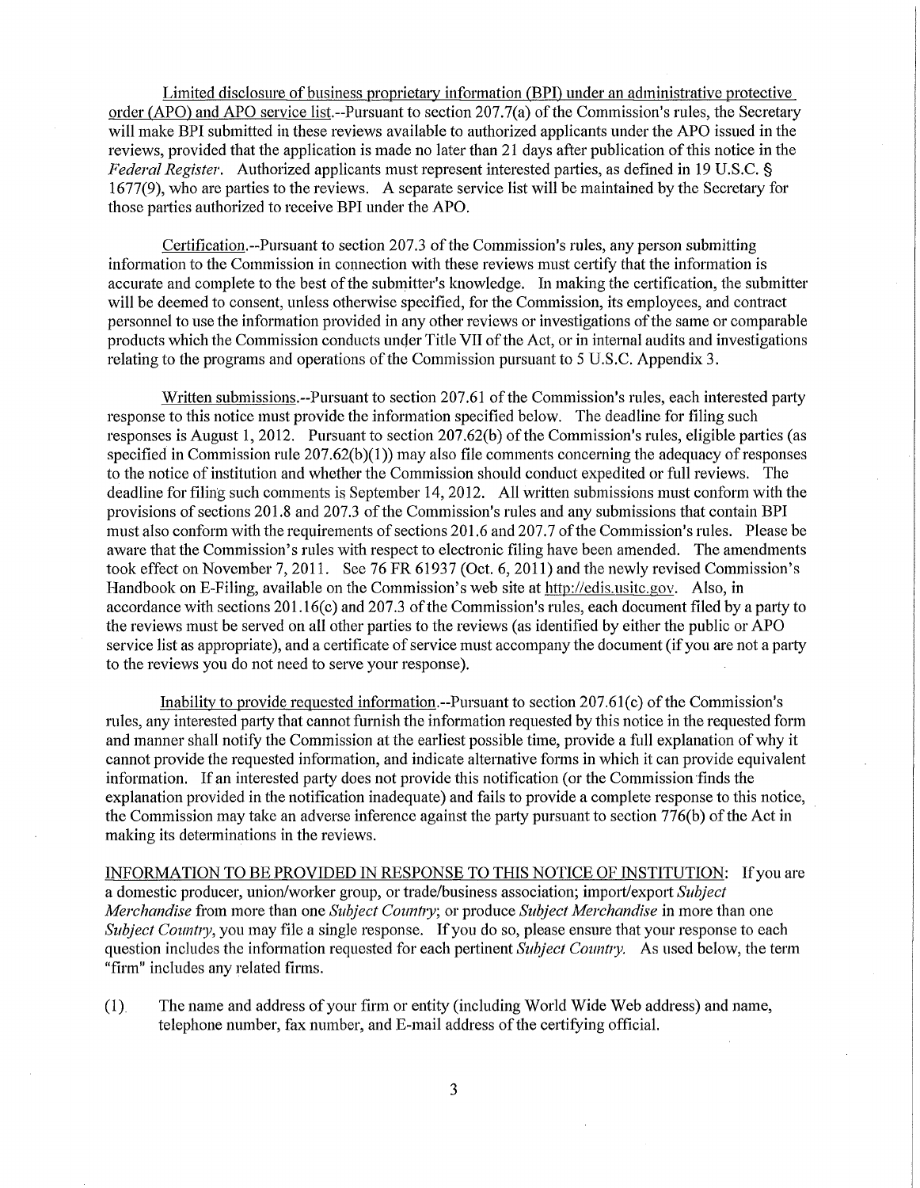Limited disclosure of business proprietary information (BPI) under an administrative protective order (APO) and APO service list.--Pursuant to section 207.7(a) of the Commission's rules, the Secretary will make BPI submitted in these reviews available to authorized applicants under the APO issued in the reviews, provided that the application is made no later than 21 days after publication of this notice in the *Federal Register*. Authorized applicants must represent interested parties, as defined in 19 U.S.C. § 1677(9), who are parties to the reviews. A separate service list will be maintained by the Secretary for those parties authorized to receive BPI under the APO.

Certification.--Pursuant to section 207.3 of the Commission's rules, any person submitting information to the Commission in connection with these reviews must certify that the information is accurate and complete to the best of the submitter's knowledge. In making the certification, the submitter will be deemed to consent, unless otherwise specified, for the Commission, its employees, and contract personnel to use the information provided in any other reviews or investigations of the same or comparable products which the Commission conducts under Title VII of the Act, or in internal audits and investigations relating to the programs and operations of the Commission pursuant to 5 U.S.C. Appendix 3.

Written submissions.--Pursuant to section 207.61 of the Commission's rules, each interested party response to this notice must provide the information specified below. The deadline for filing such responses is August 1, 2012. Pursuant to section 207.62(b) of the Commission's rules, eligible parties (as specified in Commission rule 207.62(b)(1)) may also file comments concerning the adequacy of responses to the notice of institution and whether the Commission should conduct expedited or full reviews. The deadline for filing such comments is September 14, 2012. All written submissions must conform with the provisions of sections 201.8 and 207.3 of the Commission's rules and any submissions that contain BPI must also conform with the requirements of sections 201.6 and 207.7 of the Commission's rules. Please be aware that the Commission's rules with respect to electronic filing have been amended. The amendments took effect on November 7, 2011. See 76 FR 61937 (Oct. 6, 2011) and the newly revised Commission's Handbook on E-Filing, available on the Commission's web site at http://edis.usitc.gov. Also, in accordance with sections 201.16(c) and 207.3 of the Commission's rules, each document filed by a party to the reviews must be served on all other parties to the reviews (as identified by either the public or APO service list as appropriate), and a certificate of service must accompany the document (if you are not a party to the reviews you do not need to serve your response).

Inability to provide requested information.--Pursuant to section 207.61(c) of the Commission's rules, any interested party that cannot furnish the information requested by this notice in the requested form and manner shall notify the Commission at the earliest possible time, provide a full explanation of why it cannot provide the requested information, and indicate alternative forms in which it can provide equivalent information. If an interested party does not provide this notification (or the Commission finds the explanation provided in the notification inadequate) and fails to provide a complete response to this notice, the Commission may take an adverse inference against the party pursuant to section 776(b) of the Act in making its determinations in the reviews.

INFORMATION TO BE PROVIDED IN RESPONSE TO THIS NOTICE OF INSTITUTION: If you are a domestic producer, union/worker group, or trade/business association; import/export *Subject Merchandise* from more than one *Subject Country*; or produce *Subject Merchandise* in more than one *Subject Country*, you may file a single response. If you do so, please ensure that your response to each question includes the information requested for each pertinent *Subject Country*. As used below, the term "firm" includes any related firms.

(1) The name and address of your firm or entity (including World Wide Web address) and name, telephone number, fax number, and E-mail address of the certifying official.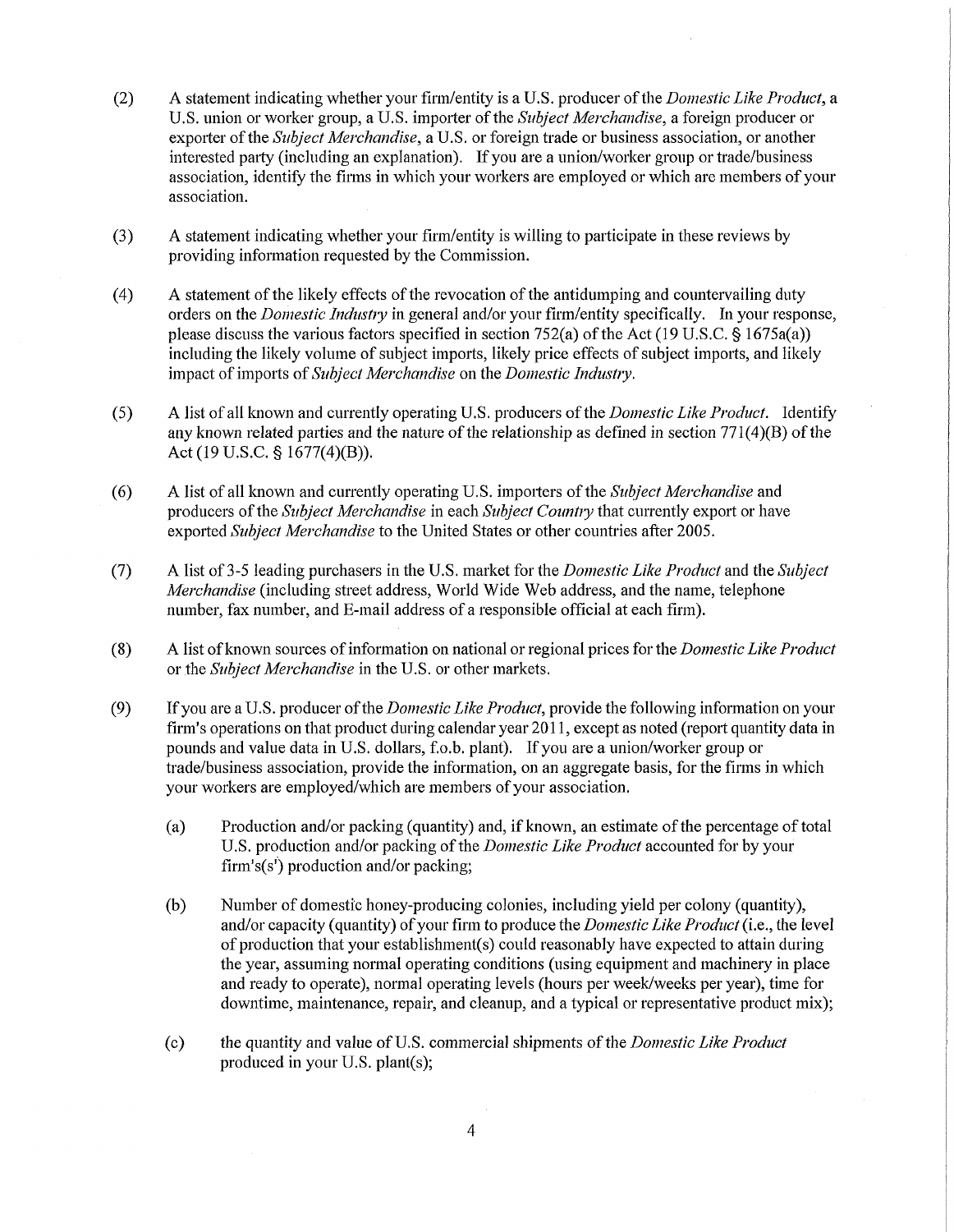(2) A statement indicating whether your firm/entity is a U.S. producer of the *Domestic Like Product*, a U.S. union or worker group, a U.S. importer of the *Subject Merchandise*, a foreign producer or exporter of the *Subject Merchandise*, a U.S. or foreign trade or business association, or another interested party (including an explanation). If you are a union/worker group or trade/business association, identify the firms in which your workers are employed or which are members of your association.

(3) A statement indicating whether your firm/entity is willing to participate in these reviews by providing information requested by the Commission.

(4) A statement of the likely effects of the revocation of the antidumping and countervailing duty orders on the *Domestic Industry* in general and/or your firm/entity specifically. In your response, please discuss the various factors specified in section 752(a) of the Act (19 U.S.C. § 1675a(a)) including the likely volume of subject imports, likely price effects of subject imports, and likely impact of imports of *Subject Merchandise* on the *Domestic Industry*.

(5) A list of all known and currently operating U.S. producers of the *Domestic Like Product*. Identify any known related parties and the nature of the relationship as defined in section 771(4)(B) of the Act (19 U.S.C. § 1677(4)(B)).

(6) A list of all known and currently operating U.S. importers of the *Subject Merchandise* and producers of the *Subject Merchandise* in each *Subject Country* that currently export or have exported *Subject Merchandise* to the United States or other countries after 2005.

(7) A list of 3-5 leading purchasers in the U.S. market for the *Domestic Like Product* and the *Subject Merchandise* (including street address, World Wide Web address, and the name, telephone number, fax number, and E-mail address of a responsible official at each firm).

(8) A list of known sources of information on national or regional prices for the *Domestic Like Product* or the *Subject Merchandise* in the U.S. or other markets.

(9) If you are a U.S. producer of the *Domestic Like Product*, provide the following information on your firm's operations on that product during calendar year 2011, except as noted (report quantity data in pounds and value data in U.S. dollars, f.o.b. plant). If you are a union/worker group or trade/business association, provide the information, on an aggregate basis, for the firms in which your workers are employed/which are members of your association.

   (a) Production and/or packing (quantity) and, if known, an estimate of the percentage of total U.S. production and/or packing of the *Domestic Like Product* accounted for by your firm's(s') production and/or packing;

   (b) Number of domestic honey-producing colonies, including yield per colony (quantity), and/or capacity (quantity) of your firm to produce the *Domestic Like Product* (i.e., the level of production that your establishment(s) could reasonably have expected to attain during the year, assuming normal operating conditions (using equipment and machinery in place and ready to operate), normal operating levels (hours per week/weeks per year), time for downtime, maintenance, repair, and cleanup, and a typical or representative product mix);

   (c) the quantity and value of U.S. commercial shipments of the *Domestic Like Product* produced in your U.S. plant(s);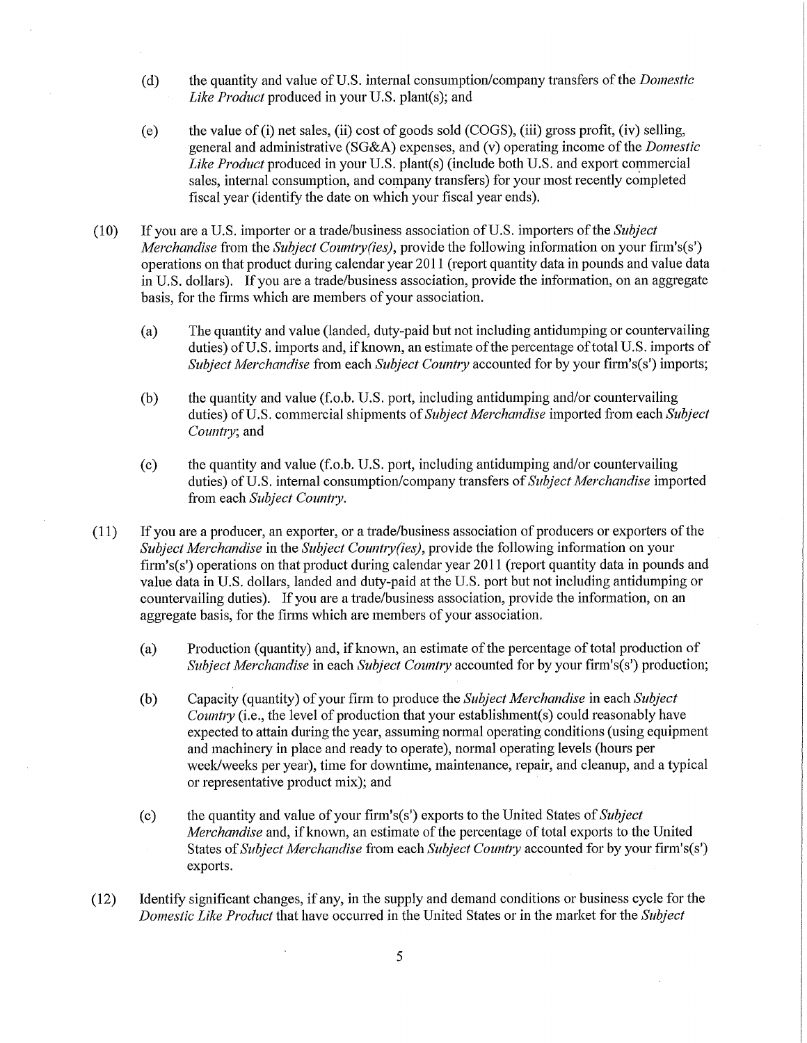(d) the quantity and value of U.S. internal consumption/company transfers of the *Domestic Like Product* produced in your U.S. plant(s); and

(e) the value of (i) net sales, (ii) cost of goods sold (COGS), (iii) gross profit, (iv) selling, general and administrative (SG&A) expenses, and (v) operating income of the *Domestic Like Product* produced in your U.S. plant(s) (include both U.S. and export commercial sales, internal consumption, and company transfers) for your most recently completed fiscal year (identify the date on which your fiscal year ends).

(10) If you are a U.S. importer or a trade/business association of U.S. importers of the *Subject Merchandise* from the *Subject Country(ies)*, provide the following information on your firm's(s') operations on that product during calendar year 2011 (report quantity data in pounds and value data in U.S. dollars). If you are a trade/business association, provide the information, on an aggregate basis, for the firms which are members of your association.

(a) The quantity and value (landed, duty-paid but not including antidumping or countervailing duties) of U.S. imports and, if known, an estimate of the percentage of total U.S. imports of *Subject Merchandise* from each *Subject Country* accounted for by your firm's(s') imports;

(b) the quantity and value (f.o.b. U.S. port, including antidumping and/or countervailing duties) of U.S. commercial shipments of *Subject Merchandise* imported from each *Subject Country*; and

(c) the quantity and value (f.o.b. U.S. port, including antidumping and/or countervailing duties) of U.S. internal consumption/company transfers of *Subject Merchandise* imported from each *Subject Country*.

(11) If you are a producer, an exporter, or a trade/business association of producers or exporters of the *Subject Merchandise* in the *Subject Country(ies)*, provide the following information on your firm's(s') operations on that product during calendar year 2011 (report quantity data in pounds and value data in U.S. dollars, landed and duty-paid at the U.S. port but not including antidumping or countervailing duties). If you are a trade/business association, provide the information, on an aggregate basis, for the firms which are members of your association.

(a) Production (quantity) and, if known, an estimate of the percentage of total production of *Subject Merchandise* in each *Subject Country* accounted for by your firm's(s') production;

(b) Capacity (quantity) of your firm to produce the *Subject Merchandise* in each *Subject Country* (i.e., the level of production that your establishment(s) could reasonably have expected to attain during the year, assuming normal operating conditions (using equipment and machinery in place and ready to operate), normal operating levels (hours per week/weeks per year), time for downtime, maintenance, repair, and cleanup, and a typical or representative product mix); and

(c) the quantity and value of your firm's(s') exports to the United States of *Subject Merchandise* and, if known, an estimate of the percentage of total exports to the United States of *Subject Merchandise* from each *Subject Country* accounted for by your firm's(s') exports.

(12) Identify significant changes, if any, in the supply and demand conditions or business cycle for the *Domestic Like Product* that have occurred in the United States or in the market for the *Subject*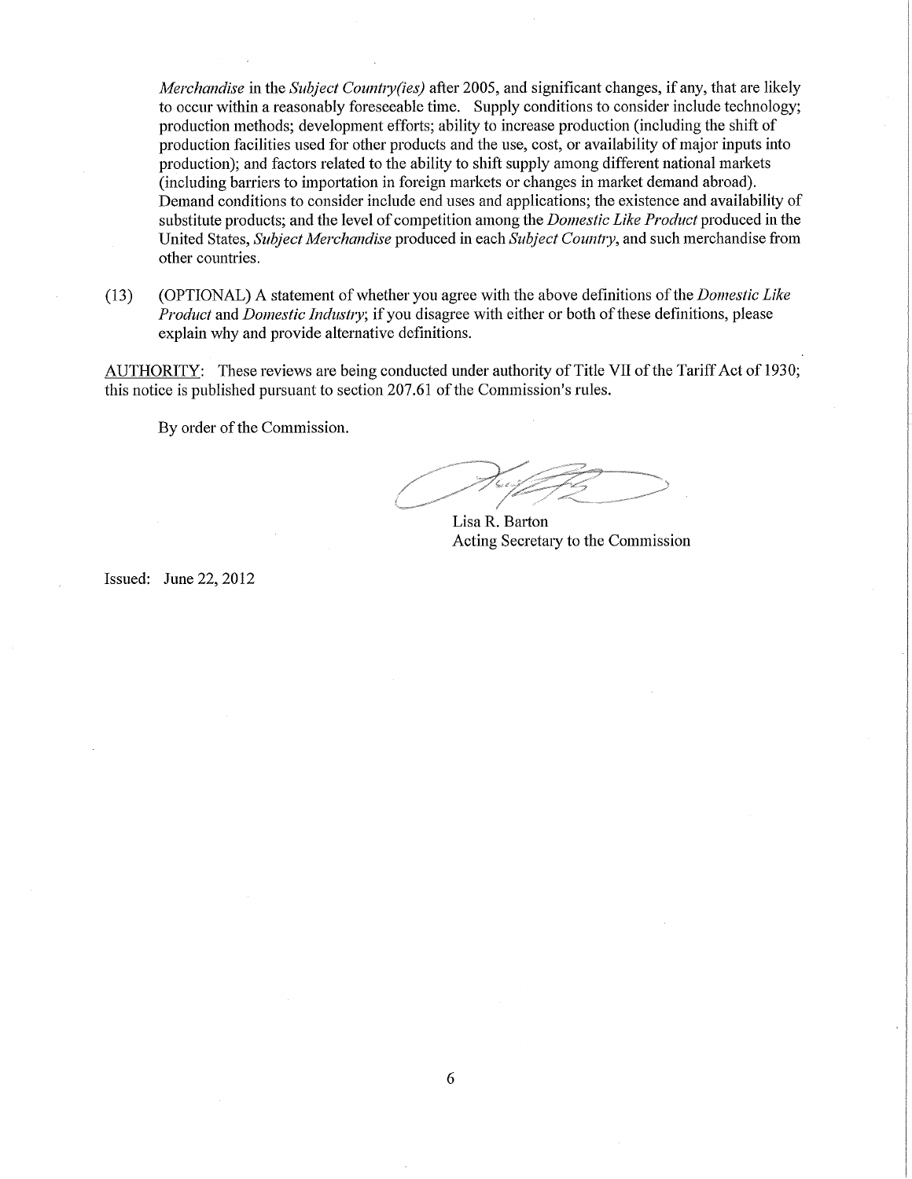*Merchandise* in the *Subject Country(ies)* after 2005, and significant changes, if any, that are likely to occur within a reasonably foreseeable time. Supply conditions to consider include technology; production methods; development efforts; ability to increase production (including the shift of production facilities used for other products and the use, cost, or availability of major inputs into production); and factors related to the ability to shift supply among different national markets (including barriers to importation in foreign markets or changes in market demand abroad). Demand conditions to consider include end uses and applications; the existence and availability of substitute products; and the level of competition among the *Domestic Like Product* produced in the United States, *Subject Merchandise* produced in each *Subject Country*, and such merchandise from other countries.

(13) (OPTIONAL) A statement of whether you agree with the above definitions of the *Domestic Like Product* and *Domestic Industry*; if you disagree with either or both of these definitions, please explain why and provide alternative definitions.

AUTHORITY: These reviews are being conducted under authority of Title VII of the Tariff Act of 1930; this notice is published pursuant to section 207.61 of the Commission's rules.

By order of the Commission.

Lisa R. Barton
Acting Secretary to the Commission

Issued: June 22, 2012